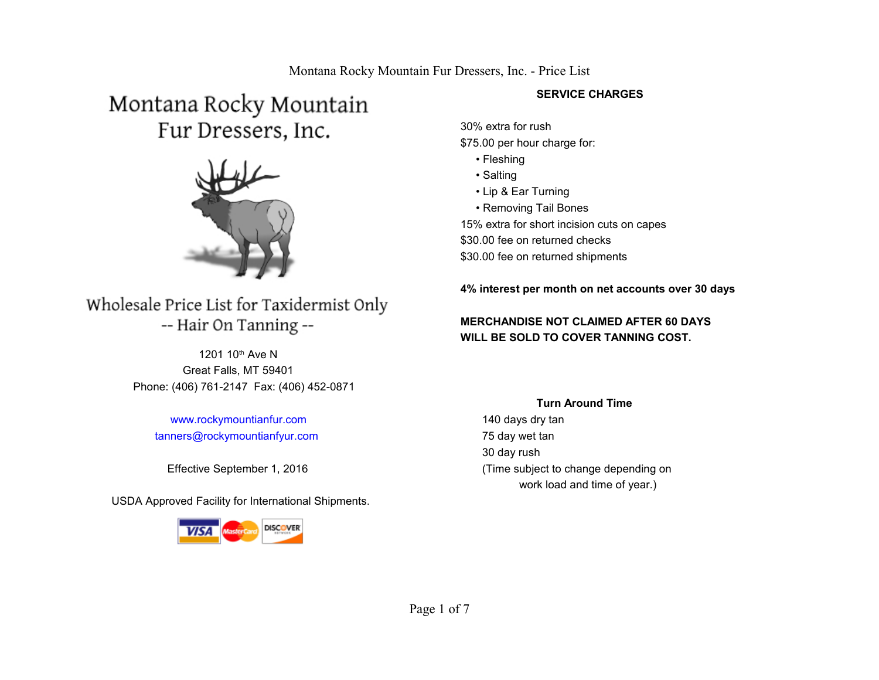# Montana Rocky Mountain Fur Dressers, Inc.

## Wholesale Price List for Taxidermist Only
## -- Hair On Tanning --

1201 10th Ave N
Great Falls, MT 59401
Phone: (406) 761-2147 Fax: (406) 452-0871

www.rockymountianfur.com
tanners@rockymountianfyur.com

Effective September 1, 2016

USDA Approved Facility for International Shipments.

### SERVICE CHARGES

30% extra for rush
$75.00 per hour charge for:
- Fleshing
- Salting
- Lip & Ear Turning
- Removing Tail Bones

15% extra for short incision cuts on capes
$30.00 fee on returned checks
$30.00 fee on returned shipments

**4% interest per month on net accounts over 30 days**

**MERCHANDISE NOT CLAIMED AFTER 60 DAYS WILL BE SOLD TO COVER TANNING COST.**

### Turn Around Time

140 days dry tan
75 day wet tan
30 day rush
(Time subject to change depending on work load and time of year.)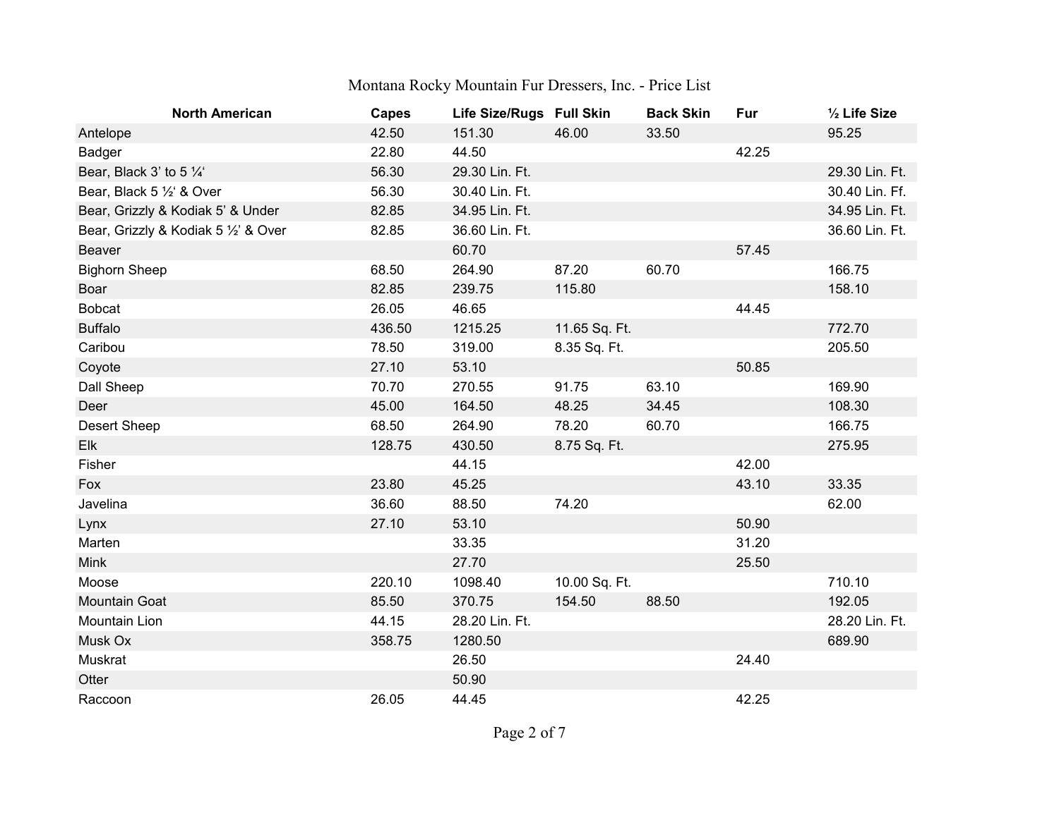Montana Rocky Mountain Fur Dressers, Inc. - Price List

| North American | Capes | Life Size/Rugs | Full Skin | Back Skin | Fur | ½ Life Size |
|---|---|---|---|---|---|---|
| Antelope | 42.50 | 151.30 | 46.00 | 33.50 | | 95.25 |
| Badger | 22.80 | 44.50 | | | 42.25 | |
| Bear, Black 3' to 5 ¼' | 56.30 | 29.30 Lin. Ft. | | | | 29.30 Lin. Ft. |
| Bear, Black 5 ½' & Over | 56.30 | 30.40 Lin. Ft. | | | | 30.40 Lin. Ff. |
| Bear, Grizzly & Kodiak 5' & Under | 82.85 | 34.95 Lin. Ft. | | | | 34.95 Lin. Ft. |
| Bear, Grizzly & Kodiak 5 ½' & Over | 82.85 | 36.60 Lin. Ft. | | | | 36.60 Lin. Ft. |
| Beaver | | 60.70 | | | 57.45 | |
| Bighorn Sheep | 68.50 | 264.90 | 87.20 | 60.70 | | 166.75 |
| Boar | 82.85 | 239.75 | 115.80 | | | 158.10 |
| Bobcat | 26.05 | 46.65 | | | 44.45 | |
| Buffalo | 436.50 | 1215.25 | 11.65 Sq. Ft. | | | 772.70 |
| Caribou | 78.50 | 319.00 | 8.35 Sq. Ft. | | | 205.50 |
| Coyote | 27.10 | 53.10 | | | 50.85 | |
| Dall Sheep | 70.70 | 270.55 | 91.75 | 63.10 | | 169.90 |
| Deer | 45.00 | 164.50 | 48.25 | 34.45 | | 108.30 |
| Desert Sheep | 68.50 | 264.90 | 78.20 | 60.70 | | 166.75 |
| Elk | 128.75 | 430.50 | 8.75 Sq. Ft. | | | 275.95 |
| Fisher | | 44.15 | | | 42.00 | |
| Fox | 23.80 | 45.25 | | | 43.10 | 33.35 |
| Javelina | 36.60 | 88.50 | 74.20 | | | 62.00 |
| Lynx | 27.10 | 53.10 | | | 50.90 | |
| Marten | | 33.35 | | | 31.20 | |
| Mink | | 27.70 | | | 25.50 | |
| Moose | 220.10 | 1098.40 | 10.00 Sq. Ft. | | | 710.10 |
| Mountain Goat | 85.50 | 370.75 | 154.50 | 88.50 | | 192.05 |
| Mountain Lion | 44.15 | 28.20 Lin. Ft. | | | | 28.20 Lin. Ft. |
| Musk Ox | 358.75 | 1280.50 | | | | 689.90 |
| Muskrat | | 26.50 | | | 24.40 | |
| Otter | | 50.90 | | | | |
| Raccoon | 26.05 | 44.45 | | | 42.25 | |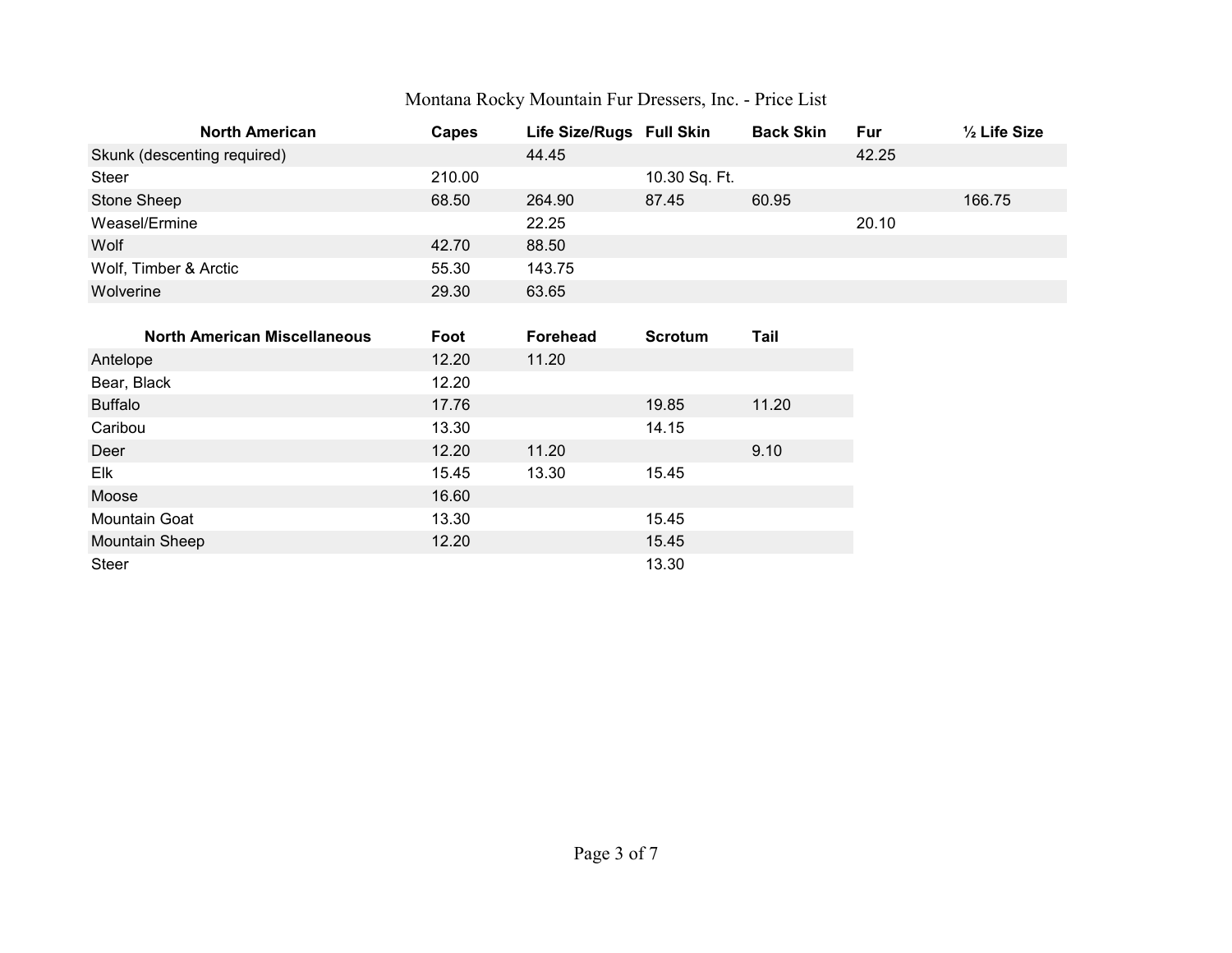Montana Rocky Mountain Fur Dressers, Inc. - Price List

| North American | Capes | Life Size/Rugs | Full Skin | Back Skin | Fur | ½ Life Size |
|---|---|---|---|---|---|---|
| Skunk (descenting required) | | 44.45 | | | 42.25 | |
| Steer | 210.00 | | 10.30 Sq. Ft. | | | |
| Stone Sheep | 68.50 | 264.90 | 87.45 | 60.95 | | 166.75 |
| Weasel/Ermine | | 22.25 | | | 20.10 | |
| Wolf | 42.70 | 88.50 | | | | |
| Wolf, Timber & Arctic | 55.30 | 143.75 | | | | |
| Wolverine | 29.30 | 63.65 | | | | |

| North American Miscellaneous | Foot | Forehead | Scrotum | Tail |
|---|---|---|---|---|
| Antelope | 12.20 | 11.20 | | |
| Bear, Black | 12.20 | | | |
| Buffalo | 17.76 | | 19.85 | 11.20 |
| Caribou | 13.30 | | 14.15 | |
| Deer | 12.20 | 11.20 | | 9.10 |
| Elk | 15.45 | 13.30 | 15.45 | |
| Moose | 16.60 | | | |
| Mountain Goat | 13.30 | | 15.45 | |
| Mountain Sheep | 12.20 | | 15.45 | |
| Steer | | | 13.30 | |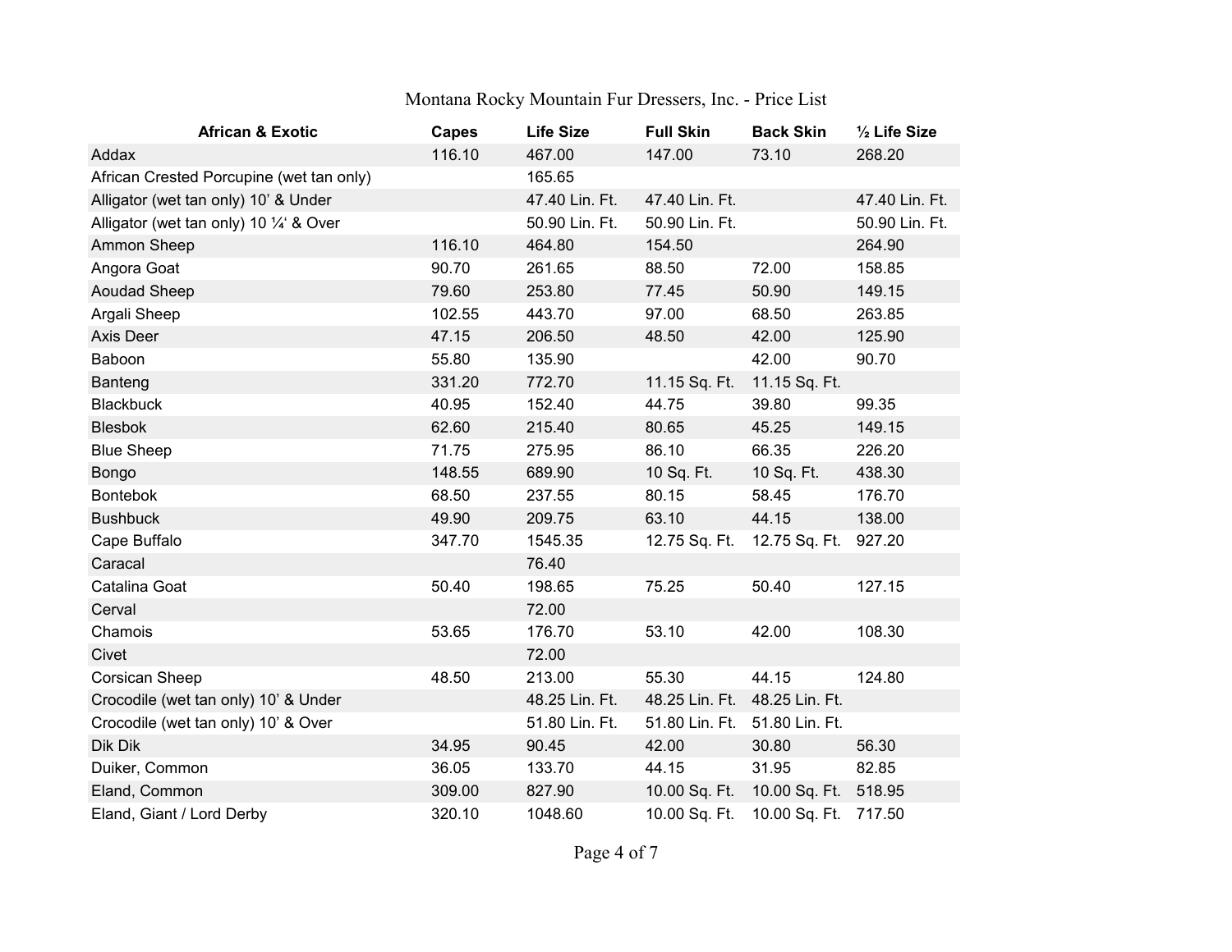Montana Rocky Mountain Fur Dressers, Inc. - Price List

| African & Exotic | Capes | Life Size | Full Skin | Back Skin | ½ Life Size |
|---|---|---|---|---|---|
| Addax | 116.10 | 467.00 | 147.00 | 73.10 | 268.20 |
| African Crested Porcupine (wet tan only) | | 165.65 | | | |
| Alligator (wet tan only) 10' & Under | | 47.40 Lin. Ft. | 47.40 Lin. Ft. | | 47.40 Lin. Ft. |
| Alligator (wet tan only) 10 ¼' & Over | | 50.90 Lin. Ft. | 50.90 Lin. Ft. | | 50.90 Lin. Ft. |
| Ammon Sheep | 116.10 | 464.80 | 154.50 | | 264.90 |
| Angora Goat | 90.70 | 261.65 | 88.50 | 72.00 | 158.85 |
| Aoudad Sheep | 79.60 | 253.80 | 77.45 | 50.90 | 149.15 |
| Argali Sheep | 102.55 | 443.70 | 97.00 | 68.50 | 263.85 |
| Axis Deer | 47.15 | 206.50 | 48.50 | 42.00 | 125.90 |
| Baboon | 55.80 | 135.90 | | 42.00 | 90.70 |
| Banteng | 331.20 | 772.70 | 11.15 Sq. Ft. | 11.15 Sq. Ft. | |
| Blackbuck | 40.95 | 152.40 | 44.75 | 39.80 | 99.35 |
| Blesbok | 62.60 | 215.40 | 80.65 | 45.25 | 149.15 |
| Blue Sheep | 71.75 | 275.95 | 86.10 | 66.35 | 226.20 |
| Bongo | 148.55 | 689.90 | 10 Sq. Ft. | 10 Sq. Ft. | 438.30 |
| Bontebok | 68.50 | 237.55 | 80.15 | 58.45 | 176.70 |
| Bushbuck | 49.90 | 209.75 | 63.10 | 44.15 | 138.00 |
| Cape Buffalo | 347.70 | 1545.35 | 12.75 Sq. Ft. | 12.75 Sq. Ft. | 927.20 |
| Caracal | | 76.40 | | | |
| Catalina Goat | 50.40 | 198.65 | 75.25 | 50.40 | 127.15 |
| Cerval | | 72.00 | | | |
| Chamois | 53.65 | 176.70 | 53.10 | 42.00 | 108.30 |
| Civet | | 72.00 | | | |
| Corsican Sheep | 48.50 | 213.00 | 55.30 | 44.15 | 124.80 |
| Crocodile (wet tan only) 10' & Under | | 48.25 Lin. Ft. | 48.25 Lin. Ft. | 48.25 Lin. Ft. | |
| Crocodile (wet tan only) 10' & Over | | 51.80 Lin. Ft. | 51.80 Lin. Ft. | 51.80 Lin. Ft. | |
| Dik Dik | 34.95 | 90.45 | 42.00 | 30.80 | 56.30 |
| Duiker, Common | 36.05 | 133.70 | 44.15 | 31.95 | 82.85 |
| Eland, Common | 309.00 | 827.90 | 10.00 Sq. Ft. | 10.00 Sq. Ft. | 518.95 |
| Eland, Giant / Lord Derby | 320.10 | 1048.60 | 10.00 Sq. Ft. | 10.00 Sq. Ft. | 717.50 |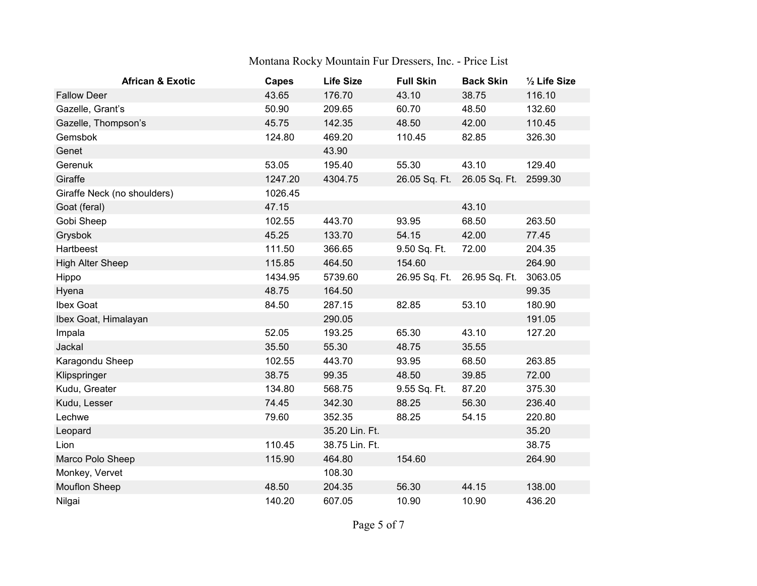# Montana Rocky Mountain Fur Dressers, Inc. - Price List

| African & Exotic | Capes | Life Size | Full Skin | Back Skin | ½ Life Size |
|---|---|---|---|---|---|
| Fallow Deer | 43.65 | 176.70 | 43.10 | 38.75 | 116.10 |
| Gazelle, Grant's | 50.90 | 209.65 | 60.70 | 48.50 | 132.60 |
| Gazelle, Thompson's | 45.75 | 142.35 | 48.50 | 42.00 | 110.45 |
| Gemsbok | 124.80 | 469.20 | 110.45 | 82.85 | 326.30 |
| Genet | | 43.90 | | | |
| Gerenuk | 53.05 | 195.40 | 55.30 | 43.10 | 129.40 |
| Giraffe | 1247.20 | 4304.75 | 26.05 Sq. Ft. | 26.05 Sq. Ft. | 2599.30 |
| Giraffe Neck (no shoulders) | 1026.45 | | | | |
| Goat (feral) | 47.15 | | | 43.10 | |
| Gobi Sheep | 102.55 | 443.70 | 93.95 | 68.50 | 263.50 |
| Grysbok | 45.25 | 133.70 | 54.15 | 42.00 | 77.45 |
| Hartbeest | 111.50 | 366.65 | 9.50 Sq. Ft. | 72.00 | 204.35 |
| High Alter Sheep | 115.85 | 464.50 | 154.60 | | 264.90 |
| Hippo | 1434.95 | 5739.60 | 26.95 Sq. Ft. | 26.95 Sq. Ft. | 3063.05 |
| Hyena | 48.75 | 164.50 | | | 99.35 |
| Ibex Goat | 84.50 | 287.15 | 82.85 | 53.10 | 180.90 |
| Ibex Goat, Himalayan | | 290.05 | | | 191.05 |
| Impala | 52.05 | 193.25 | 65.30 | 43.10 | 127.20 |
| Jackal | 35.50 | 55.30 | 48.75 | 35.55 | |
| Karagondu Sheep | 102.55 | 443.70 | 93.95 | 68.50 | 263.85 |
| Klipspringer | 38.75 | 99.35 | 48.50 | 39.85 | 72.00 |
| Kudu, Greater | 134.80 | 568.75 | 9.55 Sq. Ft. | 87.20 | 375.30 |
| Kudu, Lesser | 74.45 | 342.30 | 88.25 | 56.30 | 236.40 |
| Lechwe | 79.60 | 352.35 | 88.25 | 54.15 | 220.80 |
| Leopard | | 35.20 Lin. Ft. | | | 35.20 |
| Lion | 110.45 | 38.75 Lin. Ft. | | | 38.75 |
| Marco Polo Sheep | 115.90 | 464.80 | 154.60 | | 264.90 |
| Monkey, Vervet | | 108.30 | | | |
| Mouflon Sheep | 48.50 | 204.35 | 56.30 | 44.15 | 138.00 |
| Nilgai | 140.20 | 607.05 | 10.90 | 10.90 | 436.20 |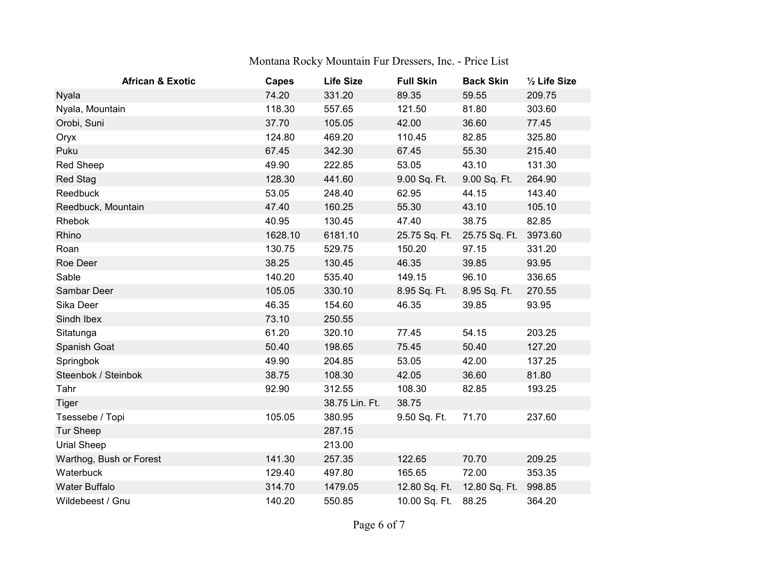Montana Rocky Mountain Fur Dressers, Inc. - Price List

| African & Exotic | Capes | Life Size | Full Skin | Back Skin | ½ Life Size |
|---|---|---|---|---|---|
| Nyala | 74.20 | 331.20 | 89.35 | 59.55 | 209.75 |
| Nyala, Mountain | 118.30 | 557.65 | 121.50 | 81.80 | 303.60 |
| Orobi, Suni | 37.70 | 105.05 | 42.00 | 36.60 | 77.45 |
| Oryx | 124.80 | 469.20 | 110.45 | 82.85 | 325.80 |
| Puku | 67.45 | 342.30 | 67.45 | 55.30 | 215.40 |
| Red Sheep | 49.90 | 222.85 | 53.05 | 43.10 | 131.30 |
| Red Stag | 128.30 | 441.60 | 9.00 Sq. Ft. | 9.00 Sq. Ft. | 264.90 |
| Reedbuck | 53.05 | 248.40 | 62.95 | 44.15 | 143.40 |
| Reedbuck, Mountain | 47.40 | 160.25 | 55.30 | 43.10 | 105.10 |
| Rhebok | 40.95 | 130.45 | 47.40 | 38.75 | 82.85 |
| Rhino | 1628.10 | 6181.10 | 25.75 Sq. Ft. | 25.75 Sq. Ft. | 3973.60 |
| Roan | 130.75 | 529.75 | 150.20 | 97.15 | 331.20 |
| Roe Deer | 38.25 | 130.45 | 46.35 | 39.85 | 93.95 |
| Sable | 140.20 | 535.40 | 149.15 | 96.10 | 336.65 |
| Sambar Deer | 105.05 | 330.10 | 8.95 Sq. Ft. | 8.95 Sq. Ft. | 270.55 |
| Sika Deer | 46.35 | 154.60 | 46.35 | 39.85 | 93.95 |
| Sindh Ibex | 73.10 | 250.55 | | | |
| Sitatunga | 61.20 | 320.10 | 77.45 | 54.15 | 203.25 |
| Spanish Goat | 50.40 | 198.65 | 75.45 | 50.40 | 127.20 |
| Springbok | 49.90 | 204.85 | 53.05 | 42.00 | 137.25 |
| Steenbok / Steinbok | 38.75 | 108.30 | 42.05 | 36.60 | 81.80 |
| Tahr | 92.90 | 312.55 | 108.30 | 82.85 | 193.25 |
| Tiger | | 38.75 Lin. Ft. | 38.75 | | |
| Tsessebe / Topi | 105.05 | 380.95 | 9.50 Sq. Ft. | 71.70 | 237.60 |
| Tur Sheep | | 287.15 | | | |
| Urial Sheep | | 213.00 | | | |
| Warthog, Bush or Forest | 141.30 | 257.35 | 122.65 | 70.70 | 209.25 |
| Waterbuck | 129.40 | 497.80 | 165.65 | 72.00 | 353.35 |
| Water Buffalo | 314.70 | 1479.05 | 12.80 Sq. Ft. | 12.80 Sq. Ft. | 998.85 |
| Wildebeest / Gnu | 140.20 | 550.85 | 10.00 Sq. Ft. | 88.25 | 364.20 |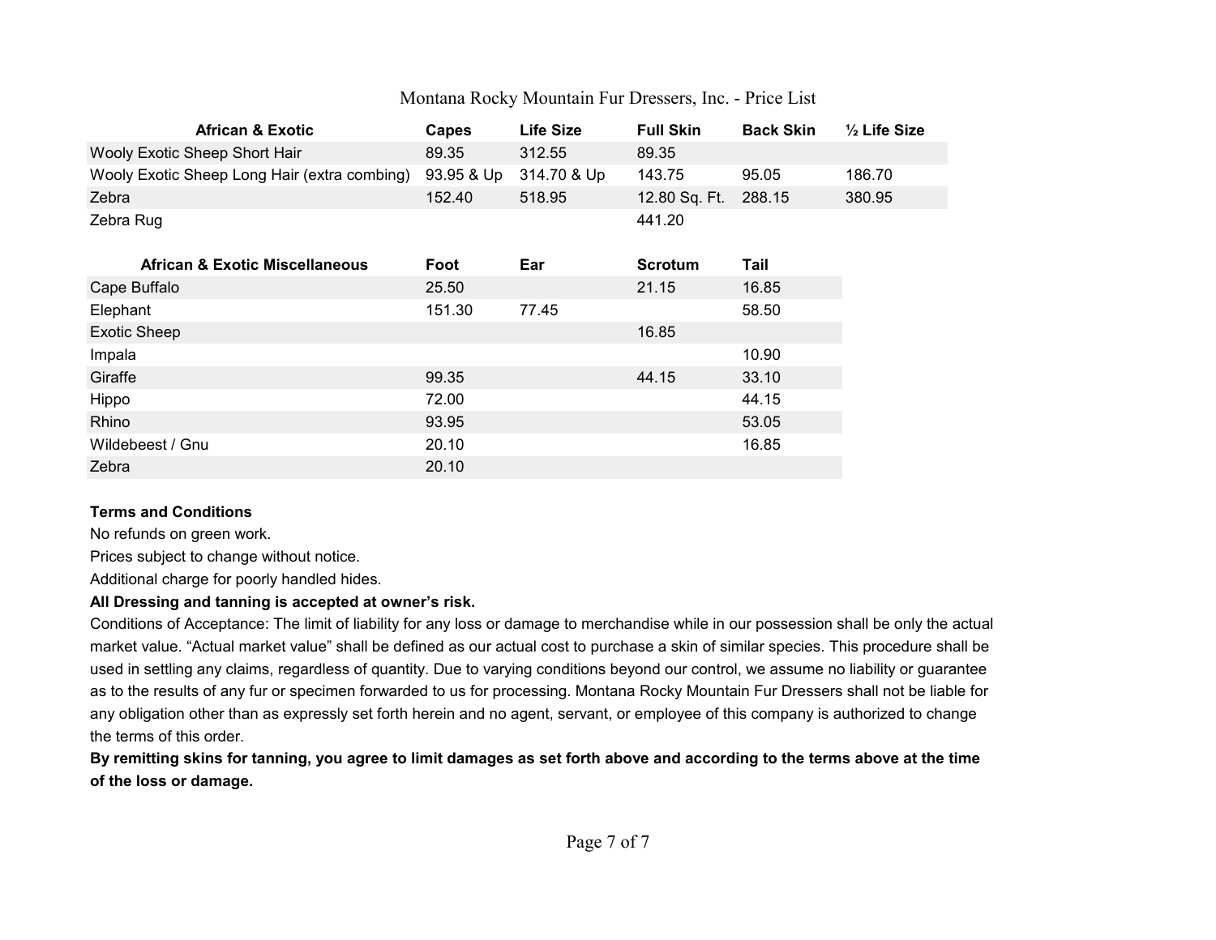Montana Rocky Mountain Fur Dressers, Inc. - Price List

| African & Exotic | Capes | Life Size | Full Skin | Back Skin | ½ Life Size |
|---|---|---|---|---|---|
| Wooly Exotic Sheep Short Hair | 89.35 | 312.55 | 89.35 | | |
| Wooly Exotic Sheep Long Hair (extra combing) | 93.95 & Up | 314.70 & Up | 143.75 | 95.05 | 186.70 |
| Zebra | 152.40 | 518.95 | 12.80 Sq. Ft. | 288.15 | 380.95 |
| Zebra Rug | | | 441.20 | | |

| African & Exotic Miscellaneous | Foot | Ear | Scrotum | Tail |
|---|---|---|---|---|
| Cape Buffalo | 25.50 | | 21.15 | 16.85 |
| Elephant | 151.30 | 77.45 | | 58.50 |
| Exotic Sheep | | | 16.85 | |
| Impala | | | | 10.90 |
| Giraffe | 99.35 | | 44.15 | 33.10 |
| Hippo | 72.00 | | | 44.15 |
| Rhino | 93.95 | | | 53.05 |
| Wildebeest / Gnu | 20.10 | | | 16.85 |
| Zebra | 20.10 | | | |

**Terms and Conditions**

No refunds on green work.

Prices subject to change without notice.

Additional charge for poorly handled hides.

**All Dressing and tanning is accepted at owner's risk.**

Conditions of Acceptance: The limit of liability for any loss or damage to merchandise while in our possession shall be only the actual market value. "Actual market value" shall be defined as our actual cost to purchase a skin of similar species. This procedure shall be used in settling any claims, regardless of quantity. Due to varying conditions beyond our control, we assume no liability or guarantee as to the results of any fur or specimen forwarded to us for processing. Montana Rocky Mountain Fur Dressers shall not be liable for any obligation other than as expressly set forth herein and no agent, servant, or employee of this company is authorized to change the terms of this order.

**By remitting skins for tanning, you agree to limit damages as set forth above and according to the terms above at the time of the loss or damage.**